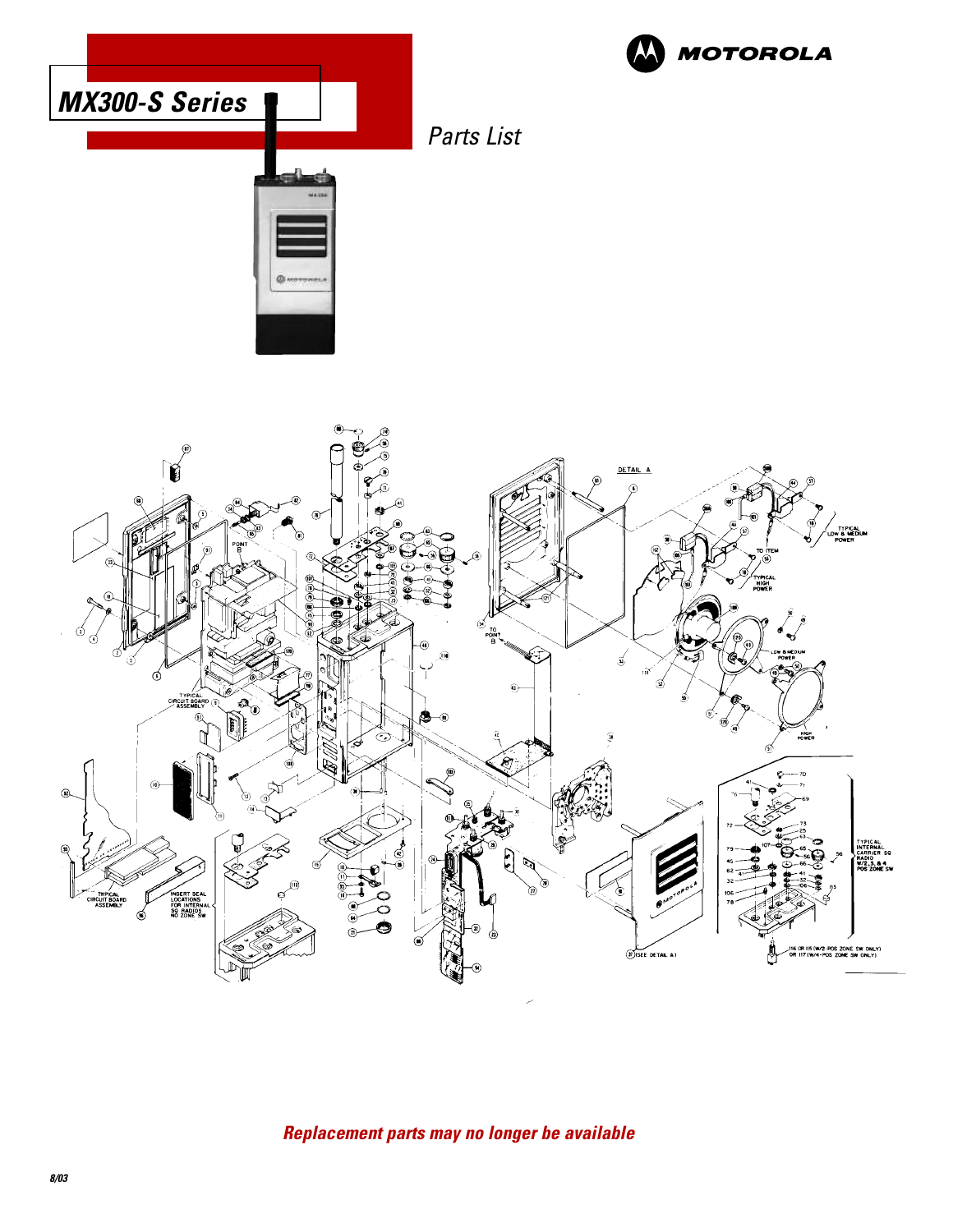# MX300-S Series

MOTOROLA

## Parts List

*Replacement parts may no longer be available*

8/03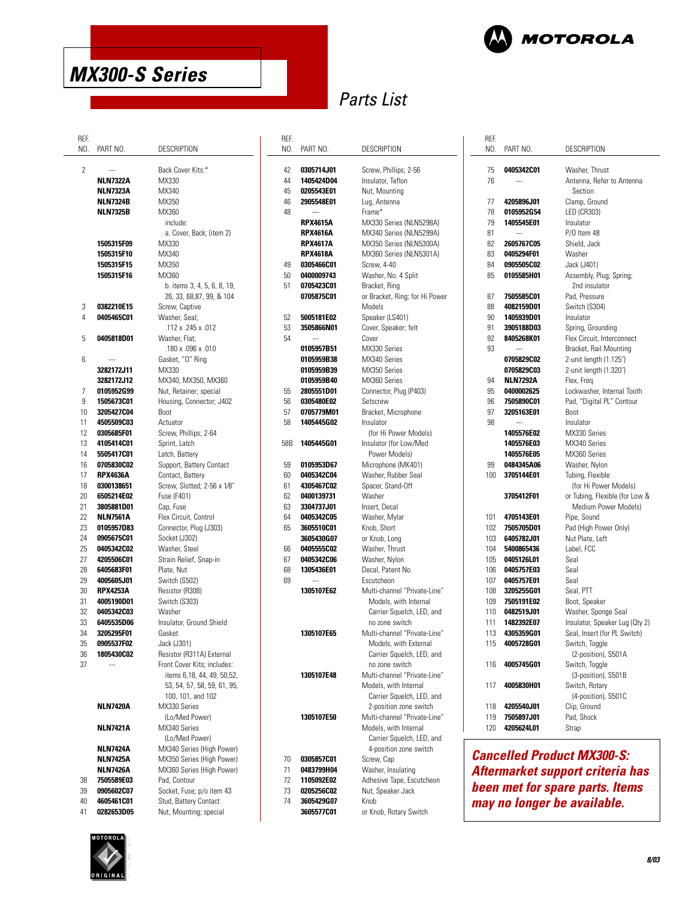# MX300-S Series

## Parts List

| REF. NO. | PART NO. | DESCRIPTION |
|---|---|---|
| 2 | --- | Back Cover Kits:* |
| | NLN7322A | MX330 |
| | NLN7323A | MX340 |
| | NLN7324B | MX350 |
| | NLN7325B | MX360 |
| | | include: |
| | | a. Cover, Back; (item 2) |
| | 1505315F09 | MX330 |
| | 1505315F10 | MX340 |
| | 1505315F15 | MX350 |
| | 1505315F16 | MX360 |
| | | b. items 3, 4, 5, 6, 8, 19, 26, 33, 68,87, 99, & 104 |
| 3 | 0382210E15 | Screw, Captive |
| 4 | 0405465C01 | Washer, Seal; .112 x .245 x .012 |
| 5 | 0405818D01 | Washer, Flat; .180 x .096 x .010 |
| 6 | --- | Gasket, "O" Ring |
| | 3282172J11 | MX330 |
| | 3282172J12 | MX340, MX350, MX360 |
| 7 | 0105952G99 | Nut, Retainer; special |
| 9 | 1505673C01 | Housing, Connector; J402 |
| 10 | 3205427C04 | Boot |
| 11 | 4505509C03 | Actuator |
| 12 | 0305685F01 | Screw, Phillips; 2-64 |
| 13 | 4105414C01 | Sprint, Latch |
| 14 | 5505417C01 | Latch, Battery |
| 16 | 0705830C02 | Support, Battery Contact |
| 17 | RPX4636A | Contact, Battery |
| 18 | 0300138651 | Screw, Slotted; 2-56 x 1/8″ |
| 20 | 6505214E02 | Fuse (F401) |
| 21 | 3805881D01 | Cap, Fuse |
| 22 | NLN7561A | Flex Circuit, Control |
| 23 | 0105957D83 | Connector, Plug (J303) |
| 24 | 0905675C01 | Socket (J302) |
| 25 | 0405342C02 | Washer, Steel |
| 27 | 4205506C01 | Strain Relief, Snap-in |
| 28 | 6405683F01 | Plate, Nut |
| 29 | 4005605J01 | Switch (S502) |
| 30 | RPX4253A | Resistor (R308) |
| 31 | 4005190D01 | Switch (S303) |
| 32 | 0405342C03 | Washer |
| 33 | 6405535D06 | Insulator, Ground Shield |
| 34 | 3205295F01 | Gasket |
| 35 | 0905537F02 | Jack (J301) |
| 36 | 1805430C02 | Resistor (R311A) External |
| 37 | --- | Front Cover Kits; includes: items 6,18, 44, 49, 50,52, 53, 54, 57, 58, 59, 61, 95, 100, 101, and 102 |
| | NLN7420A | MX330 Series (Lo/Med Power) |
| | NLN7421A | MX340 Series (Lo/Med Power) |
| | NLN7424A | MX340 Series (High Power) |
| | NLN7425A | MX350 Series (High Power) |
| | NLN7426A | MX360 Series (High Power) |
| 38 | 7505589E03 | Pad, Contour |
| 39 | 0905602C07 | Socket, Fuse; p/o item 43 |
| 40 | 4605461C01 | Stud, Battery Contact |
| 41 | 0282653D05 | Nut, Mounting; special |
| 42 | 0305714J01 | Screw, Phillips; 2-56 |
| 44 | 1405424D04 | Insulator, Teflon |
| 45 | 0205543E01 | Nut, Mounting |
| 46 | 2905548E01 | Lug, Antenna |
| 48 | --- | Frame* |
| | RPX4615A | MX330 Series (NLN5298A) |
| | RPX4616A | MX340 Series (NLN5299A) |
| | RPX4617A | MX350 Series (NLN5300A) |
| | RPX4618A | MX360 Series (NLN5301A) |
| 49 | 0305466C01 | Screw, 4-40 |
| 50 | 0400009743 | Washer, No. 4 Split |
| 51 | 0705423C01 | Bracket, Ring |
| | 0705875C01 | or Bracket, Ring; for Hi Power Models |
| 52 | 5005181E02 | Speaker (LS401) |
| 53 | 3505866N01 | Cover, Speaker; felt |
| 54 | --- | Cover |
| | 0105957B51 | MX330 Series |
| | 0105959B38 | MX340 Series |
| | 0105959B39 | MX350 Series |
| | 0105959B40 | MX360 Series |
| 55 | 2805551D01 | Connector, Plug (P403) |
| 56 | 0305480E02 | Setscrew |
| 57 | 0705779M01 | Bracket, Microphone |
| 58 | 1405445G02 | Insulator (for Hi Power Models) |
| 58B | 1405445G01 | Insulator (for Low/Med Power Models) |
| 59 | 0105953D67 | Microphone (MK401) |
| 60 | 0405342C04 | Washer, Rubber Seal |
| 61 | 4305467C02 | Spacer, Stand-Off |
| 62 | 0400139731 | Washer |
| 63 | 3304737J01 | Insert, Decal |
| 64 | 0405342C05 | Washer, Mylar |
| 65 | 3605510C01 | Knob, Short |
| | 3605430G07 | or Knob, Long |
| 66 | 0405555C02 | Washer, Thrust |
| 67 | 0405342C06 | Washer, Nylon |
| 68 | 1305436E01 | Decal, Patent No. |
| 69 | --- | Escutcheon |
| | 1305107E62 | Multi-channel "Private-Line" Models, with Internal Carrier Squelch, LED, and no zone switch |
| | 1305107E65 | Multi-channel "Private-Line" Models, with External Carrier Squelch, LED, and no zone switch |
| | 1305107E48 | Multi-channel "Private-Line" Models, with Internal Carrier Squelch, LED, and 2-position zone switch |
| | 1305107E50 | Multi-channel "Private-Line" Models, with Internal Carrier Squelch, LED, and 4-position zone switch |
| 70 | 0305857C01 | Screw, Cap |
| 71 | 0483799H04 | Washer, Insulating |
| 72 | 1105092E02 | Adhesive Tape, Escutcheon |
| 73 | 0205256C02 | Nut, Speaker Jack |
| 74 | 3605429G07 | Knob |
| | 3605577C01 | or Knob, Rotary Switch |
| 75 | 0405342C01 | Washer, Thrust |
| 76 | --- | Antenna, Refer to Antenna Section |
| 77 | 4205896J01 | Clamp, Ground |
| 78 | 0105952G54 | LED (CR303) |
| 79 | 1405545E01 | Insulator |
| 81 | --- | P/O Item 48 |
| 82 | 2605767C05 | Shield, Jack |
| 83 | 0405294F01 | Washer |
| 84 | 0905505C02 | Jack (J401) |
| 85 | 0105585H01 | Assembly, Plug; Spring; 2nd insulator |
| 87 | 7505585C01 | Pad, Pressure |
| 88 | 4082159D01 | Switch (S304) |
| 90 | 1405939D01 | Insulator |
| 91 | 3905188D03 | Spring, Grounding |
| 92 | 8405268K01 | Flex Circuit, Interconnect |
| 93 | --- | Bracket, Rail Mounting |
| | 0705829C02 | 2-unit length (1.125") |
| | 0705829C03 | 2-unit length (1.320") |
| 94 | NLN7292A | Flex, Freq. |
| 95 | 0400002625 | Lockwasher, Internal Tooth |
| 96 | 7505890C01 | Pad, "Digital PL" Contour |
| 97 | 3205163E01 | Boot |
| 98 | --- | Insulator |
| | 1405576E02 | MX330 Series |
| | 1405576E03 | MX340 Series |
| | 1405576E05 | MX360 Series |
| 99 | 0484345A06 | Washer, Nylon |
| 100 | 3705144E01 | Tubing, Flexible (for Hi Power Models) |
| | 3705412F01 | or Tubing, Flexible (for Low & Medium Power Models) |
| 101 | 4705143E01 | Pipe, Sound |
| 102 | 7505705D01 | Pad (High Power Only) |
| 103 | 6405782J01 | Nut Plate, Left |
| 104 | 5400865436 | Label, FCC |
| 105 | 0405126L01 | Seal |
| 106 | 0405757E03 | Seal |
| 107 | 0405757E01 | Seal |
| 108 | 3205255G01 | Seal, PTT |
| 109 | 7505191E02 | Boot, Speaker |
| 110 | 0482519J01 | Washer, Sponge Seal |
| 111 | 1482392E07 | Insulator, Speaker Lug (Qty 2) |
| 113 | 4305359G01 | Seal, Insert (for PL Switch) |
| 115 | 4005728G01 | Switch, Toggle (2-position), S501A |
| 116 | 4005745G01 | Switch, Toggle (3-position), S501B |
| 117 | 4005830H01 | Switch, Rotary (4-position), S501C |
| 118 | 4205540J01 | Clip, Ground |
| 119 | 7505897J01 | Pad, Shock |
| 120 | 4205624L01 | Strap |

***Cancelled Product MX300-S: Aftermarket support criteria has been met for spare parts. Items may no longer be available.***

8/03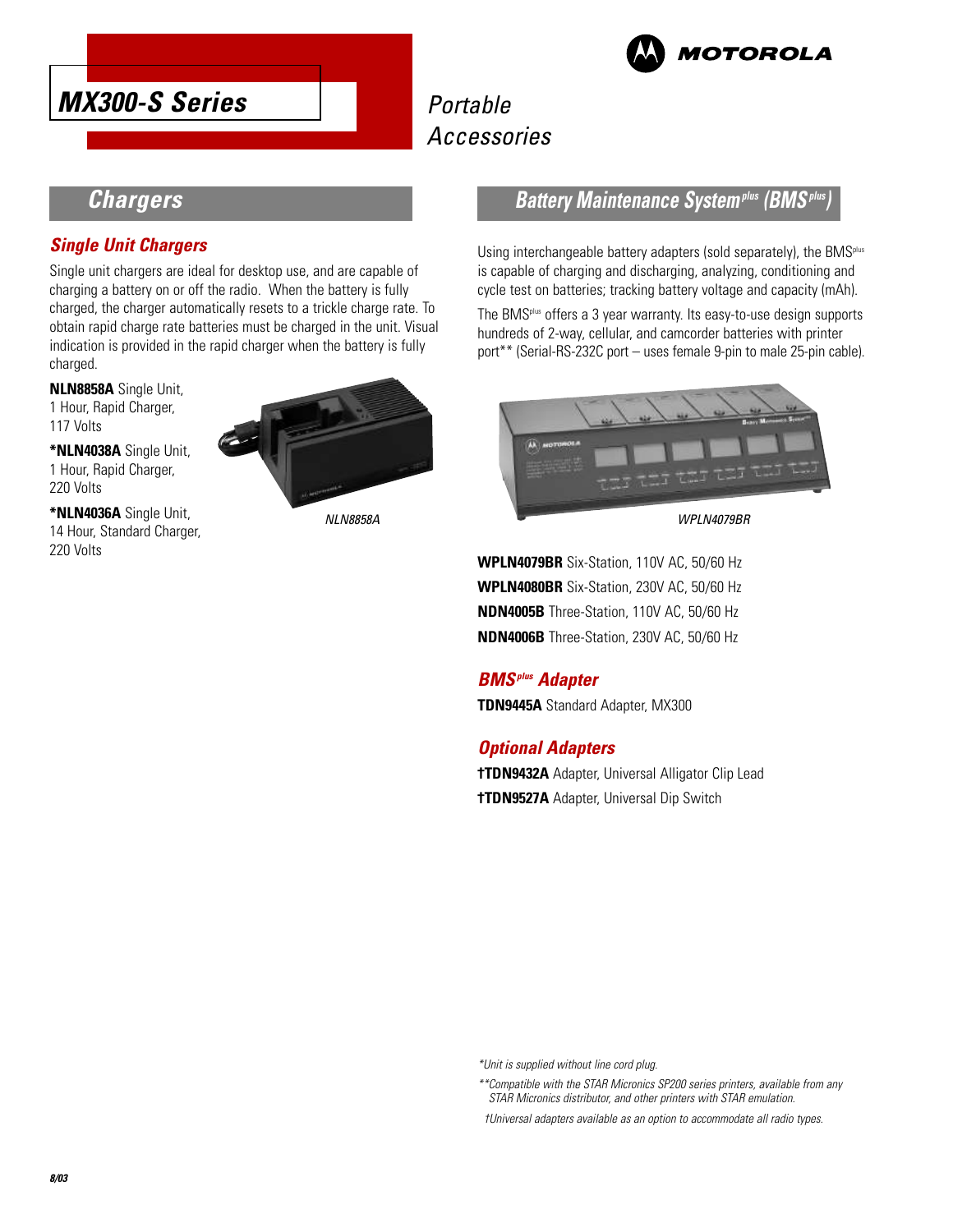# MX300-S Series

## Portable Accessories

## Chargers

### Single Unit Chargers

Single unit chargers are ideal for desktop use, and are capable of charging a battery on or off the radio. When the battery is fully charged, the charger automatically resets to a trickle charge rate. To obtain rapid charge rate batteries must be charged in the unit. Visual indication is provided in the rapid charger when the battery is fully charged.

**NLN8858A** Single Unit, 1 Hour, Rapid Charger, 117 Volts

***NLN4038A** Single Unit, 1 Hour, Rapid Charger, 220 Volts

***NLN4036A** Single Unit, 14 Hour, Standard Charger, 220 Volts

*NLN8858A*

## Battery Maintenance System[plus] (BMS[plus])

Using interchangeable battery adapters (sold separately), the BMS[plus] is capable of charging and discharging, analyzing, conditioning and cycle test on batteries; tracking battery voltage and capacity (mAh).

The BMS[plus] offers a 3 year warranty. Its easy-to-use design supports hundreds of 2-way, cellular, and camcorder batteries with printer port** (Serial-RS-232C port – uses female 9-pin to male 25-pin cable).

*WPLN4079BR*

**WPLN4079BR** Six-Station, 110V AC, 50/60 Hz

**WPLN4080BR** Six-Station, 230V AC, 50/60 Hz

**NDN4005B** Three-Station, 110V AC, 50/60 Hz

**NDN4006B** Three-Station, 230V AC, 50/60 Hz

### BMS[plus] Adapter

**TDN9445A** Standard Adapter, MX300

### Optional Adapters

**†TDN9432A** Adapter, Universal Alligator Clip Lead

**†TDN9527A** Adapter, Universal Dip Switch

*Unit is supplied without line cord plug.

**Compatible with the STAR Micronics SP200 series printers, available from any STAR Micronics distributor, and other printers with STAR emulation.

†Universal adapters available as an option to accommodate all radio types.

8/03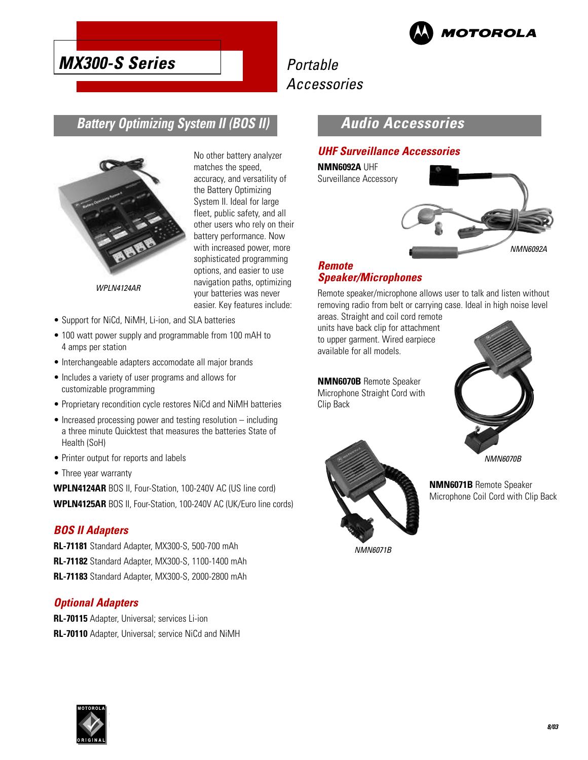# MX300-S Series

Portable Accessories

## Battery Optimizing System II (BOS II)

WPLN4124AR

No other battery analyzer matches the speed, accuracy, and versatility of the Battery Optimizing System II. Ideal for large fleet, public safety, and all other users who rely on their battery performance. Now with increased power, more sophisticated programming options, and easier to use navigation paths, optimizing your batteries was never easier. Key features include:

- Support for NiCd, NiMH, Li-ion, and SLA batteries
- 100 watt power supply and programmable from 100 mAH to 4 amps per station
- Interchangeable adapters accomodate all major brands
- Includes a variety of user programs and allows for customizable programming
- Proprietary recondition cycle restores NiCd and NiMH batteries
- Increased processing power and testing resolution – including a three minute Quicktest that measures the batteries State of Health (SoH)
- Printer output for reports and labels
- Three year warranty

**WPLN4124AR** BOS II, Four-Station, 100-240V AC (US line cord)

**WPLN4125AR** BOS II, Four-Station, 100-240V AC (UK/Euro line cords)

### BOS II Adapters

**RL-71181** Standard Adapter, MX300-S, 500-700 mAh

**RL-71182** Standard Adapter, MX300-S, 1100-1400 mAh

**RL-71183** Standard Adapter, MX300-S, 2000-2800 mAh

### Optional Adapters

**RL-70115** Adapter, Universal; services Li-ion

**RL-70110** Adapter, Universal; service NiCd and NiMH

## Audio Accessories

### UHF Surveillance Accessories

**NMN6092A** UHF Surveillance Accessory

NMN6092A

### Remote Speaker/Microphones

Remote speaker/microphone allows user to talk and listen without removing radio from belt or carrying case. Ideal in high noise level areas. Straight and coil cord remote units have back clip for attachment to upper garment. Wired earpiece available for all models.

**NMN6070B** Remote Speaker Microphone Straight Cord with Clip Back

NMN6070B

**NMN6071B** Remote Speaker Microphone Coil Cord with Clip Back

NMN6071B

8/03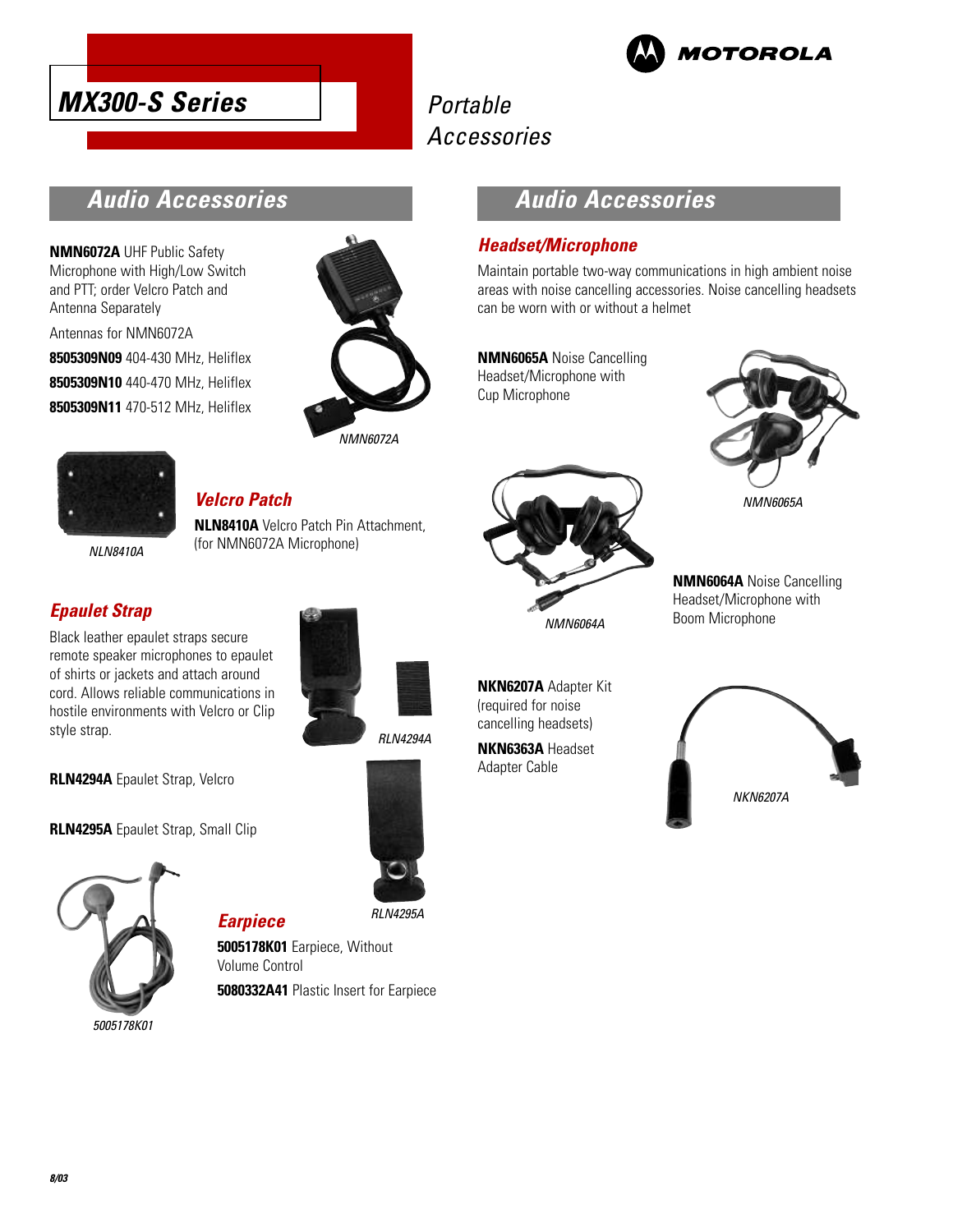# MX300-S Series

## Portable Accessories

## Audio Accessories

**NMN6072A** UHF Public Safety Microphone with High/Low Switch and PTT; order Velcro Patch and Antenna Separately

Antennas for NMN6072A

**8505309N09** 404-430 MHz, Heliflex

**8505309N10** 440-470 MHz, Heliflex

**8505309N11** 470-512 MHz, Heliflex

NMN6072A

### Velcro Patch

**NLN8410A** Velcro Patch Pin Attachment, (for NMN6072A Microphone)

NLN8410A

### Epaulet Strap

Black leather epaulet straps secure remote speaker microphones to epaulet of shirts or jackets and attach around cord. Allows reliable communications in hostile environments with Velcro or Clip style strap.

**RLN4294A** Epaulet Strap, Velcro

**RLN4295A** Epaulet Strap, Small Clip

RLN4294A

RLN4295A

### Earpiece

**5005178K01** Earpiece, Without Volume Control

**5080332A41** Plastic Insert for Earpiece

5005178K01

## Audio Accessories

### Headset/Microphone

Maintain portable two-way communications in high ambient noise areas with noise cancelling accessories. Noise cancelling headsets can be worn with or without a helmet

**NMN6065A** Noise Cancelling Headset/Microphone with Cup Microphone

NMN6065A

**NMN6064A** Noise Cancelling Headset/Microphone with Boom Microphone

NMN6064A

**NKN6207A** Adapter Kit (required for noise cancelling headsets)

**NKN6363A** Headset Adapter Cable

NKN6207A

8/03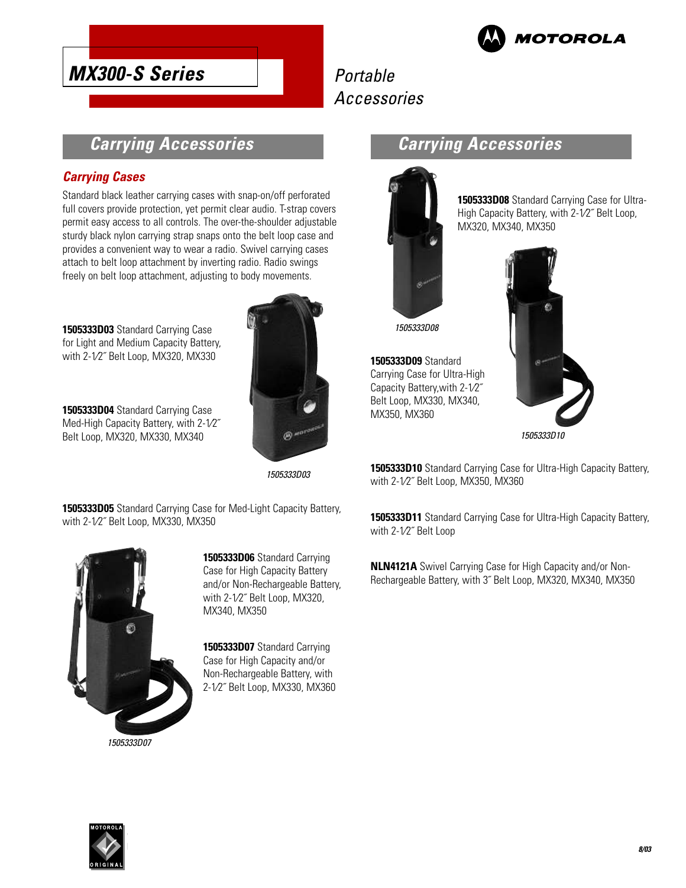# MX300-S Series

*Portable Accessories*

## Carrying Accessories

### Carrying Cases

Standard black leather carrying cases with snap-on/off perforated full covers provide protection, yet permit clear audio. T-strap covers permit easy access to all controls. The over-the-shoulder adjustable sturdy black nylon carrying strap snaps onto the belt loop case and provides a convenient way to wear a radio. Swivel carrying cases attach to belt loop attachment by inverting radio. Radio swings freely on belt loop attachment, adjusting to body movements.

**1505333D03** Standard Carrying Case for Light and Medium Capacity Battery, with 2-1⁄2˝ Belt Loop, MX320, MX330

**1505333D04** Standard Carrying Case Med-High Capacity Battery, with 2-1⁄2˝ Belt Loop, MX320, MX330, MX340

*1505333D03*

**1505333D05** Standard Carrying Case for Med-Light Capacity Battery, with 2-1⁄2˝ Belt Loop, MX330, MX350

**1505333D06** Standard Carrying Case for High Capacity Battery and/or Non-Rechargeable Battery, with 2-1⁄2˝ Belt Loop, MX320, MX340, MX350

**1505333D07** Standard Carrying Case for High Capacity and/or Non-Rechargeable Battery, with 2-1⁄2˝ Belt Loop, MX330, MX360

*1505333D07*

## Carrying Accessories

**1505333D08** Standard Carrying Case for Ultra-High Capacity Battery, with 2-1⁄2˝ Belt Loop, MX320, MX340, MX350

*1505333D08*

**1505333D09** Standard Carrying Case for Ultra-High Capacity Battery,with 2-1⁄2˝ Belt Loop, MX330, MX340, MX350, MX360

*1505333D10*

**1505333D10** Standard Carrying Case for Ultra-High Capacity Battery, with 2-1⁄2˝ Belt Loop, MX350, MX360

**1505333D11** Standard Carrying Case for Ultra-High Capacity Battery, with 2-1⁄2˝ Belt Loop

**NLN4121A** Swivel Carrying Case for High Capacity and/or Non-Rechargeable Battery, with 3˝ Belt Loop, MX320, MX340, MX350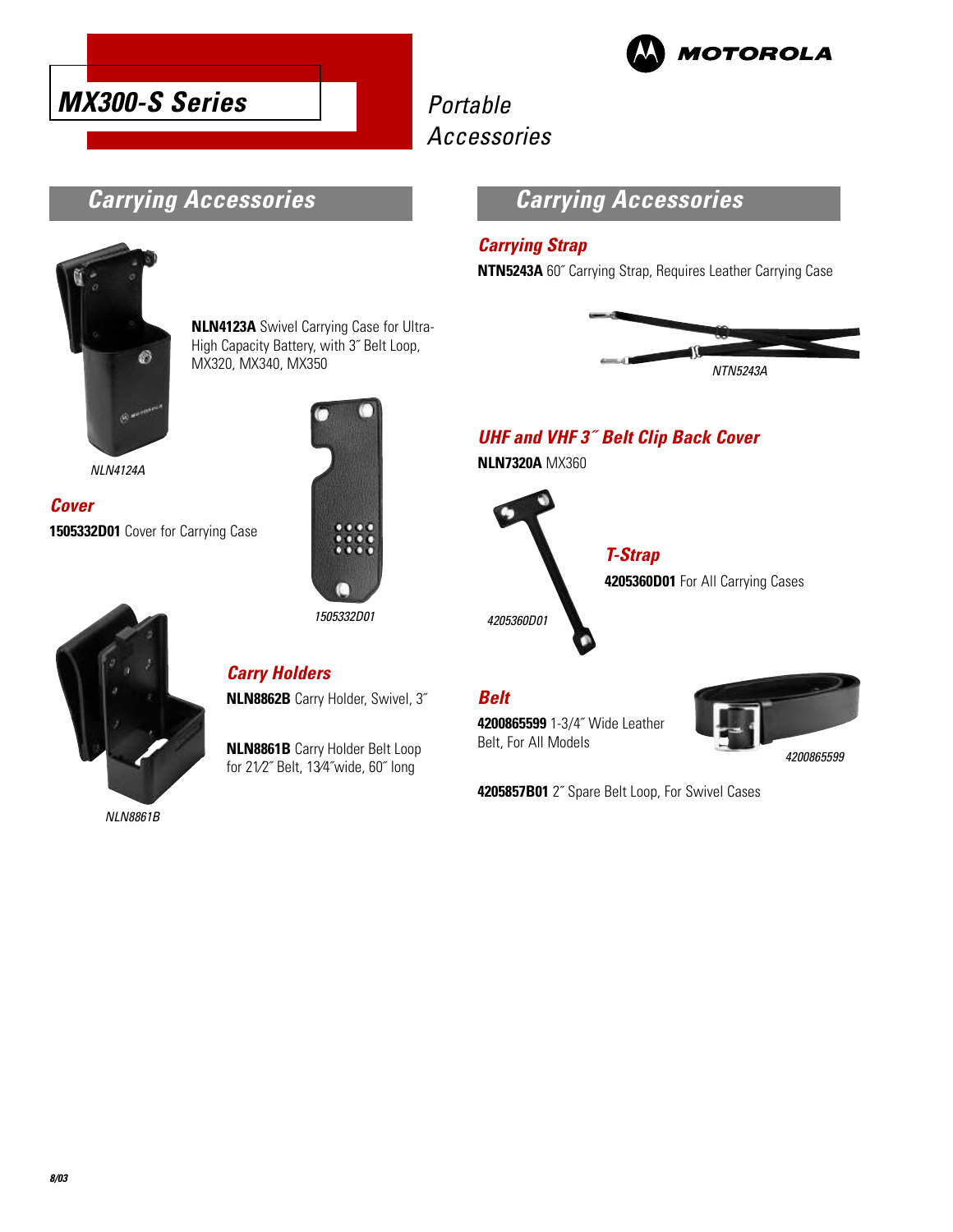# MX300-S Series

Portable Accessories

## Carrying Accessories

**NLN4123A** Swivel Carrying Case for Ultra-High Capacity Battery, with 3˝ Belt Loop, MX320, MX340, MX350

*NLN4124A*

### Cover

**1505332D01** Cover for Carrying Case

*1505332D01*

### Carry Holders

**NLN8862B** Carry Holder, Swivel, 3˝

**NLN8861B** Carry Holder Belt Loop for 2½˝ Belt, 1¾˝wide, 60˝ long

*NLN8861B*

## Carrying Accessories

### Carrying Strap

**NTN5243A** 60˝ Carrying Strap, Requires Leather Carrying Case

*NTN5243A*

### UHF and VHF 3˝ Belt Clip Back Cover

**NLN7320A** MX360

### T-Strap

**4205360D01** For All Carrying Cases

*4205360D01*

### Belt

**4200865599** 1-3/4˝ Wide Leather Belt, For All Models

*4200865599*

**4205857B01** 2˝ Spare Belt Loop, For Swivel Cases

8/03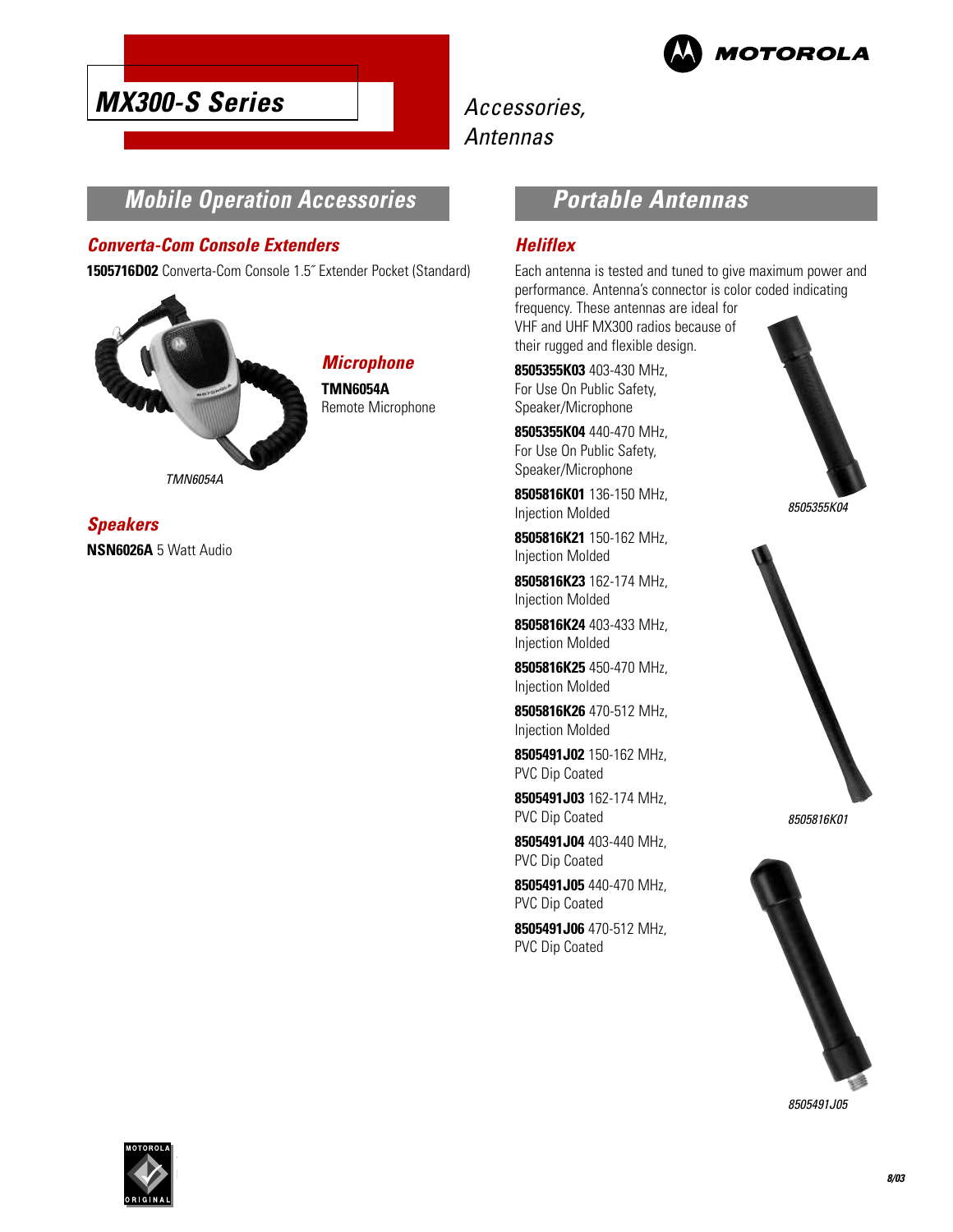# MX300-S Series

Accessories, Antennas

## Mobile Operation Accessories

### Converta-Com Console Extenders

**1505716D02** Converta-Com Console 1.5˝ Extender Pocket (Standard)

### Microphone

**TMN6054A**
Remote Microphone

TMN6054A

### Speakers

**NSN6026A** 5 Watt Audio

## Portable Antennas

### Heliflex

Each antenna is tested and tuned to give maximum power and performance. Antenna's connector is color coded indicating frequency. These antennas are ideal for VHF and UHF MX300 radios because of their rugged and flexible design.

**8505355K03** 403-430 MHz, For Use On Public Safety, Speaker/Microphone

**8505355K04** 440-470 MHz, For Use On Public Safety, Speaker/Microphone

**8505816K01** 136-150 MHz, Injection Molded

**8505816K21** 150-162 MHz, Injection Molded

**8505816K23** 162-174 MHz, Injection Molded

**8505816K24** 403-433 MHz, Injection Molded

**8505816K25** 450-470 MHz, Injection Molded

**8505816K26** 470-512 MHz, Injection Molded

**8505491J02** 150-162 MHz, PVC Dip Coated

**8505491J03** 162-174 MHz, PVC Dip Coated

**8505491J04** 403-440 MHz, PVC Dip Coated

**8505491J05** 440-470 MHz, PVC Dip Coated

**8505491J06** 470-512 MHz, PVC Dip Coated

8505355K04

8505816K01

8505491J05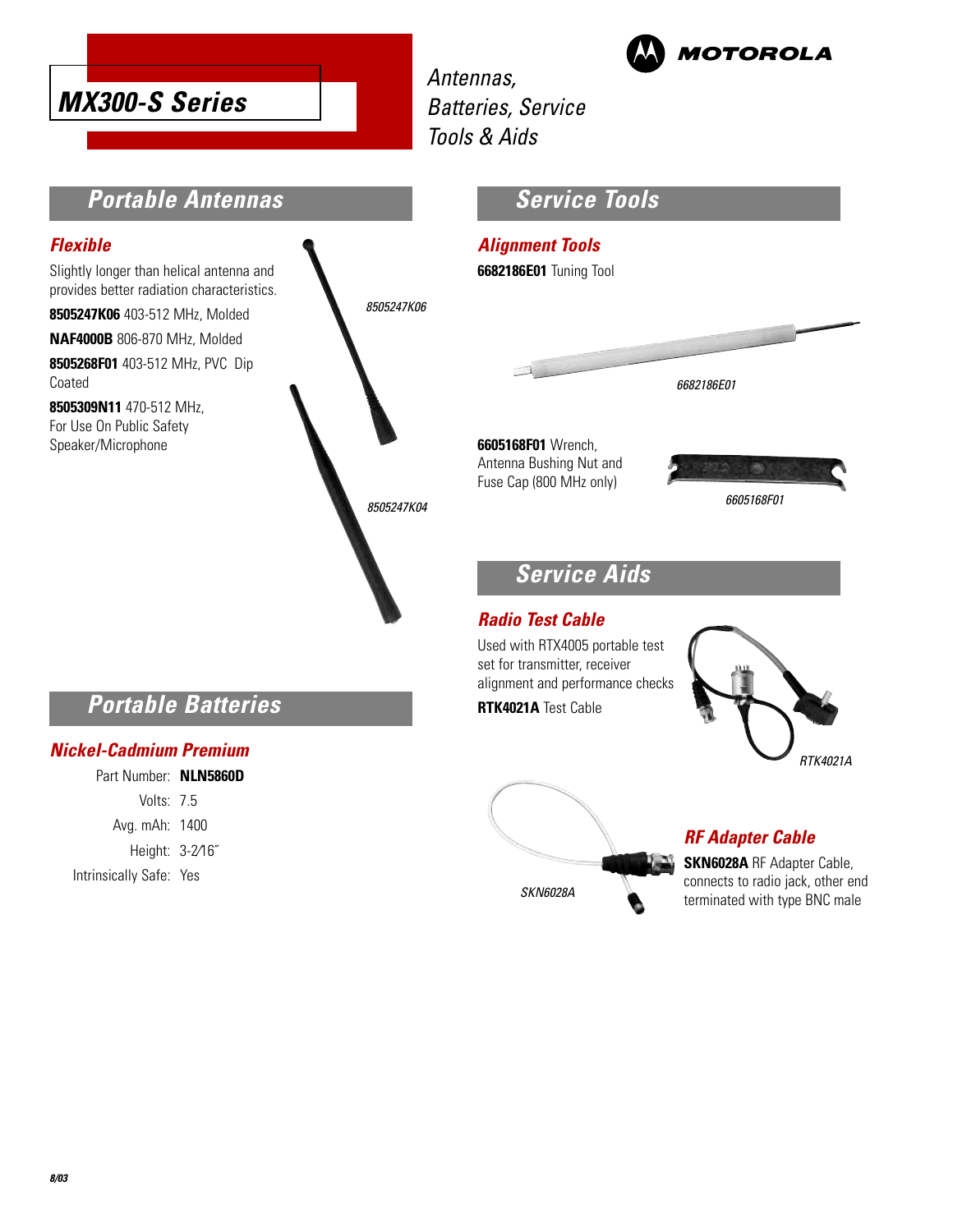# MX300-S Series

*Antennas, Batteries, Service Tools & Aids*

MOTOROLA

## Portable Antennas

### Flexible

Slightly longer than helical antenna and provides better radiation characteristics.

**8505247K06** 403-512 MHz, Molded

**NAF4000B** 806-870 MHz, Molded

**8505268F01** 403-512 MHz, PVC Dip Coated

**8505309N11** 470-512 MHz, For Use On Public Safety Speaker/Microphone

*8505247K06*

*8505247K04*

## Portable Batteries

### Nickel-Cadmium Premium

| | |
|---|---|
| Part Number: | **NLN5860D** |
| Volts: | 7.5 |
| Avg. mAh: | 1400 |
| Height: | 3-2⁄16˝ |
| Intrinsically Safe: | Yes |

## Service Tools

### Alignment Tools

**6682186E01** Tuning Tool

*6682186E01*

**6605168F01** Wrench, Antenna Bushing Nut and Fuse Cap (800 MHz only)

*6605168F01*

## Service Aids

### Radio Test Cable

Used with RTX4005 portable test set for transmitter, receiver alignment and performance checks

**RTK4021A** Test Cable

*RTK4021A*

### RF Adapter Cable

**SKN6028A** RF Adapter Cable, connects to radio jack, other end terminated with type BNC male

*SKN6028A*

8/03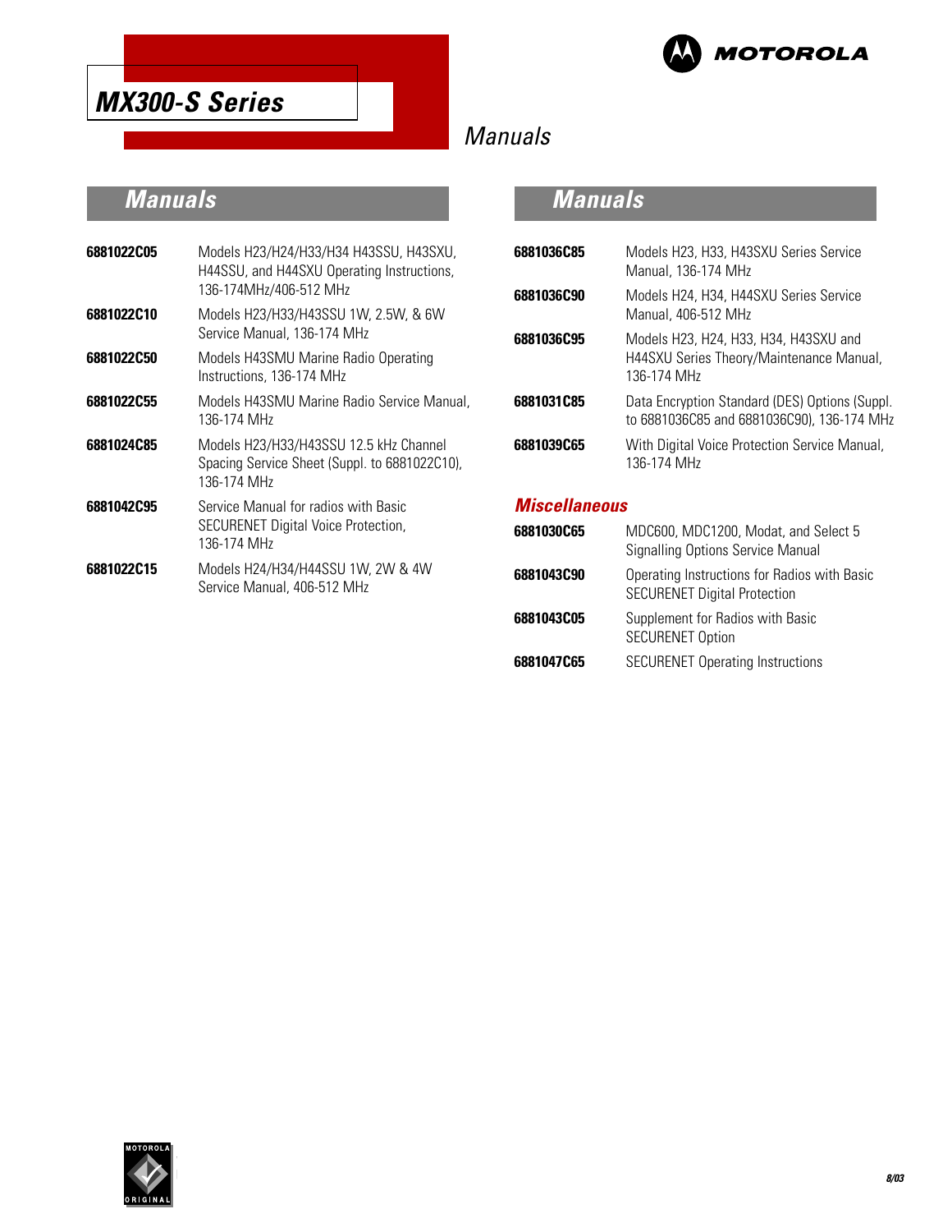# MX300-S Series

Manuals

## Manuals

| | |
|---|---|
| **6881022C05** | Models H23/H24/H33/H34 H43SSU, H43SXU, H44SSU, and H44SXU Operating Instructions, 136-174MHz/406-512 MHz |
| **6881022C10** | Models H23/H33/H43SSU 1W, 2.5W, & 6W Service Manual, 136-174 MHz |
| **6881022C50** | Models H43SMU Marine Radio Operating Instructions, 136-174 MHz |
| **6881022C55** | Models H43SMU Marine Radio Service Manual, 136-174 MHz |
| **6881024C85** | Models H23/H33/H43SSU 12.5 kHz Channel Spacing Service Sheet (Suppl. to 6881022C10), 136-174 MHz |
| **6881042C95** | Service Manual for radios with Basic SECURENET Digital Voice Protection, 136-174 MHz |
| **6881022C15** | Models H24/H34/H44SSU 1W, 2W & 4W Service Manual, 406-512 MHz |

## Manuals

| | |
|---|---|
| **6881036C85** | Models H23, H33, H43SXU Series Service Manual, 136-174 MHz |
| **6881036C90** | Models H24, H34, H44SXU Series Service Manual, 406-512 MHz |
| **6881036C95** | Models H23, H24, H33, H34, H43SXU and H44SXU Series Theory/Maintenance Manual, 136-174 MHz |
| **6881031C85** | Data Encryption Standard (DES) Options (Suppl. to 6881036C85 and 6881036C90), 136-174 MHz |
| **6881039C65** | With Digital Voice Protection Service Manual, 136-174 MHz |

### *Miscellaneous*

| | |
|---|---|
| **6881030C65** | MDC600, MDC1200, Modat, and Select 5 Signalling Options Service Manual |
| **6881043C90** | Operating Instructions for Radios with Basic SECURENET Digital Protection |
| **6881043C05** | Supplement for Radios with Basic SECURENET Option |
| **6881047C65** | SECURENET Operating Instructions |